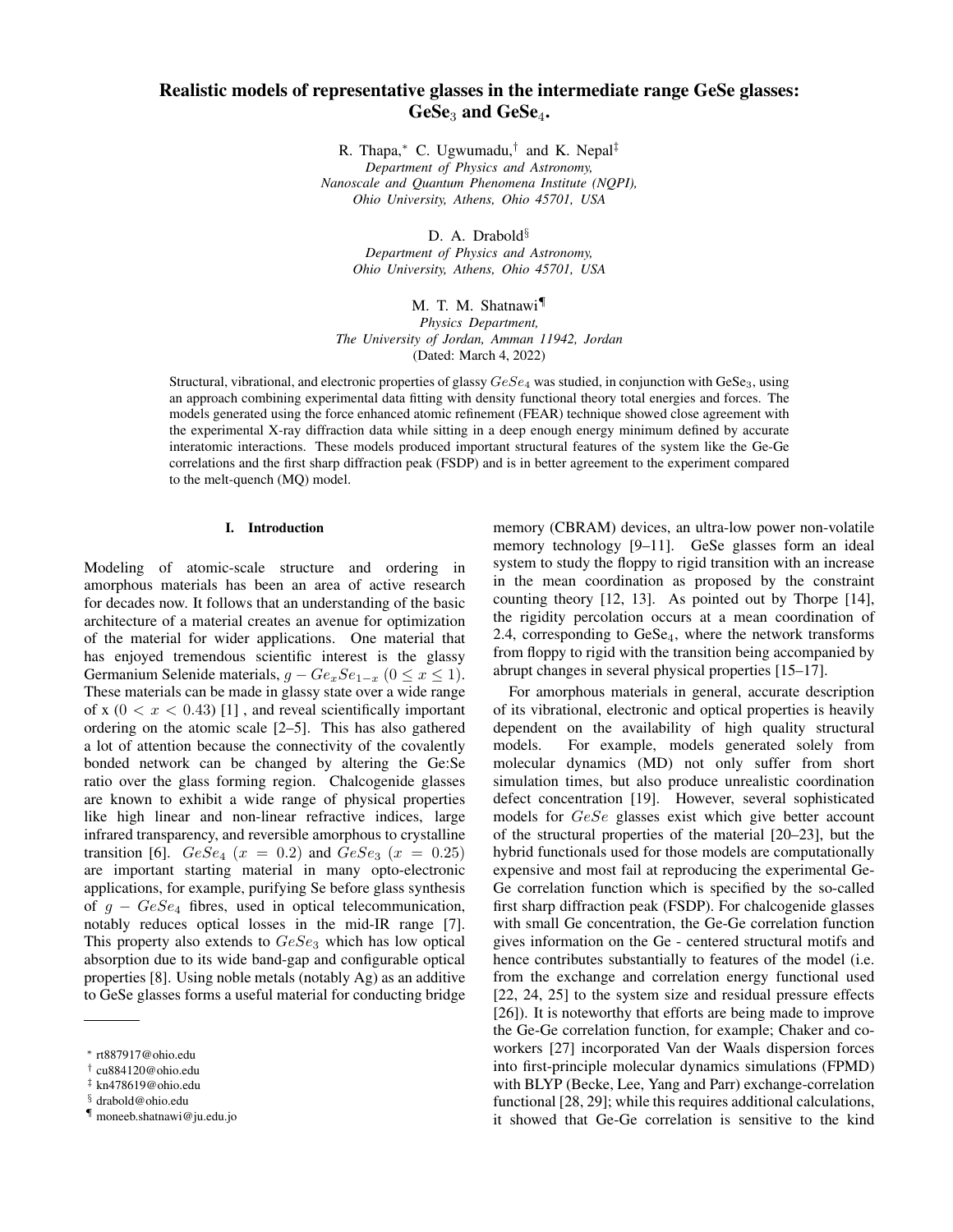# Realistic models of representative glasses in the intermediate range GeSe glasses: $GeSe_3$ and $GeSe_4$.

R. Thapa,[*] C. Ugwumadu,[†] and K. Nepal[‡]
*Department of Physics and Astronomy, Nanoscale and Quantum Phenomena Institute (NQPI), Ohio University, Athens, Ohio 45701, USA*

D. A. Drabold[§]
*Department of Physics and Astronomy, Ohio University, Athens, Ohio 45701, USA*

M. T. M. Shatnawi[¶]
*Physics Department, The University of Jordan, Amman 11942, Jordan*
(Dated: March 4, 2022)

Structural, vibrational, and electronic properties of glassy $GeSe_4$ was studied, in conjunction with $GeSe_3$, using an approach combining experimental data fitting with density functional theory total energies and forces. The models generated using the force enhanced atomic refinement (FEAR) technique showed close agreement with the experimental X-ray diffraction data while sitting in a deep enough energy minimum defined by accurate interatomic interactions. These models produced important structural features of the system like the Ge-Ge correlations and the first sharp diffraction peak (FSDP) and is in better agreement to the experiment compared to the melt-quench (MQ) model.

## I. Introduction

Modeling of atomic-scale structure and ordering in amorphous materials has been an area of active research for decades now. It follows that an understanding of the basic architecture of a material creates an avenue for optimization of the material for wider applications. One material that has enjoyed tremendous scientific interest is the glassy Germanium Selenide materials, $g-Ge_xSe_{1-x}$ $(0 \leq x \leq 1)$. These materials can be made in glassy state over a wide range of x $(0 < x < 0.43)$ [1] , and reveal scientifically important ordering on the atomic scale [2–5]. This has also gathered a lot of attention because the connectivity of the covalently bonded network can be changed by altering the Ge:Se ratio over the glass forming region. Chalcogenide glasses are known to exhibit a wide range of physical properties like high linear and non-linear refractive indices, large infrared transparency, and reversible amorphous to crystalline transition [6]. $GeSe_4$ $(x = 0.2)$ and $GeSe_3$ $(x = 0.25)$ are important starting material in many opto-electronic applications, for example, purifying Se before glass synthesis of $g-GeSe_4$ fibres, used in optical telecommunication, notably reduces optical losses in the mid-IR range [7]. This property also extends to $GeSe_3$ which has low optical absorption due to its wide band-gap and configurable optical properties [8]. Using noble metals (notably Ag) as an additive to GeSe glasses forms a useful material for conducting bridge memory (CBRAM) devices, an ultra-low power non-volatile memory technology [9–11]. GeSe glasses form an ideal system to study the floppy to rigid transition with an increase in the mean coordination as proposed by the constraint counting theory [12, 13]. As pointed out by Thorpe [14], the rigidity percolation occurs at a mean coordination of 2.4, corresponding to $GeSe_4$, where the network transforms from floppy to rigid with the transition being accompanied by abrupt changes in several physical properties [15–17].

For amorphous materials in general, accurate description of its vibrational, electronic and optical properties is heavily dependent on the availability of high quality structural models. For example, models generated solely from molecular dynamics (MD) not only suffer from short simulation times, but also produce unrealistic coordination defect concentration [19]. However, several sophisticated models for $GeSe$ glasses exist which give better account of the structural properties of the material [20–23], but the hybrid functionals used for those models are computationally expensive and most fail at reproducing the experimental Ge-Ge correlation function which is specified by the so-called first sharp diffraction peak (FSDP). For chalcogenide glasses with small Ge concentration, the Ge-Ge correlation function gives information on the Ge - centered structural motifs and hence contributes substantially to features of the model (i.e. from the exchange and correlation energy functional used [22, 24, 25] to the system size and residual pressure effects [26]). It is noteworthy that efforts are being made to improve the Ge-Ge correlation function, for example; Chaker and co-workers [27] incorporated Van der Waals dispersion forces into first-principle molecular dynamics simulations (FPMD) with BLYP (Becke, Lee, Yang and Parr) exchange-correlation functional [28, 29]; while this requires additional calculations, it showed that Ge-Ge correlation is sensitive to the kind

---

[*] rt887917@ohio.edu
[†] cu884120@ohio.edu
[‡] kn478619@ohio.edu
[§] drabold@ohio.edu
[¶] moneeb.shatnawi@ju.edu.jo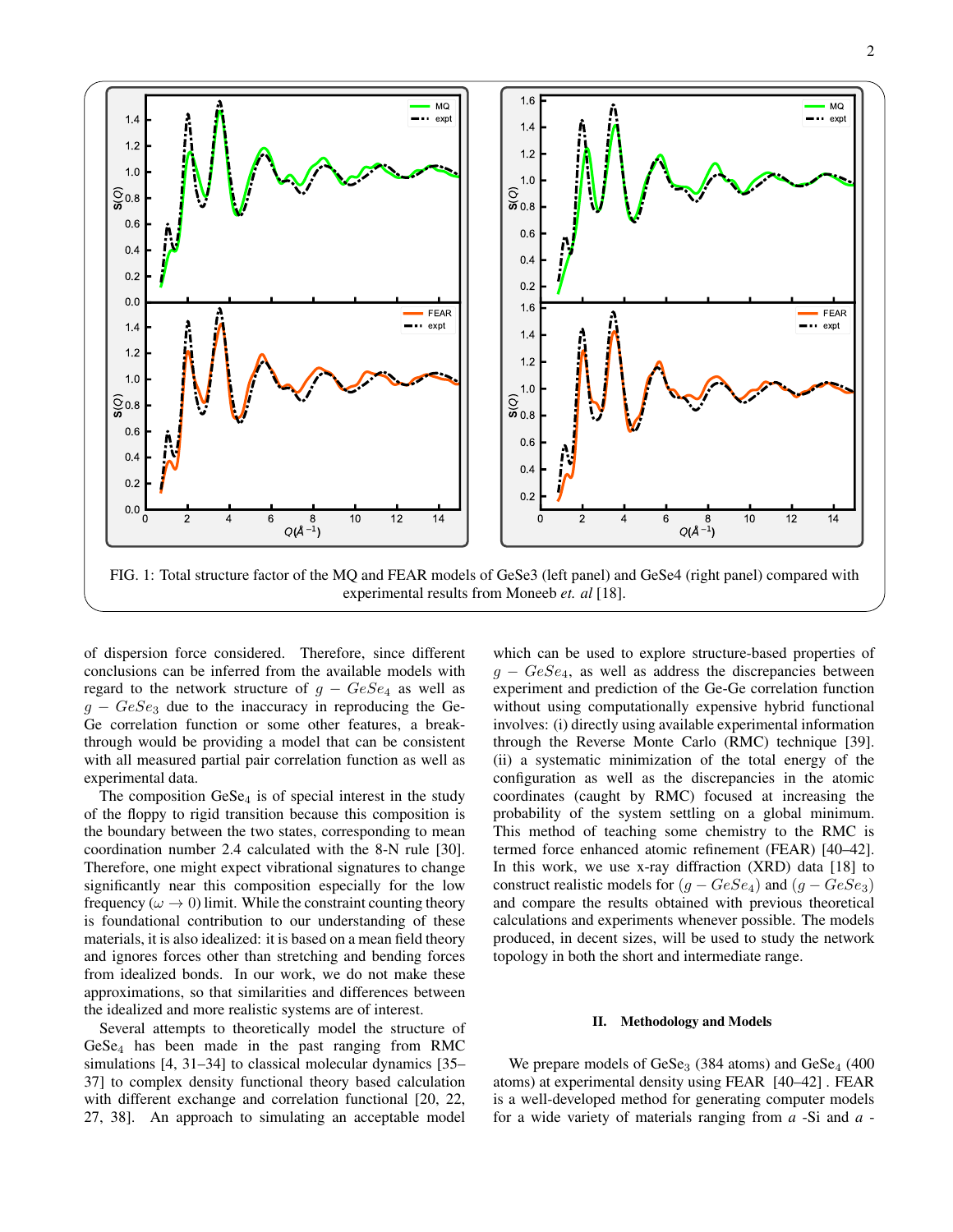FIG. 1: Total structure factor of the MQ and FEAR models of GeSe3 (left panel) and GeSe4 (right panel) compared with experimental results from Moneeb *et. al* [18].

of dispersion force considered. Therefore, since different conclusions can be inferred from the available models with regard to the network structure of $g-GeSe_4$ as well as $g-GeSe_3$ due to the inaccuracy in reproducing the Ge-Ge correlation function or some other features, a breakthrough would be providing a model that can be consistent with all measured partial pair correlation function as well as experimental data.

The composition $GeSe_4$ is of special interest in the study of the floppy to rigid transition because this composition is the boundary between the two states, corresponding to mean coordination number 2.4 calculated with the 8-N rule [30]. Therefore, one might expect vibrational signatures to change significantly near this composition especially for the low frequency ($\omega \rightarrow 0$) limit. While the constraint counting theory is foundational contribution to our understanding of these materials, it is also idealized: it is based on a mean field theory and ignores forces other than stretching and bending forces from idealized bonds. In our work, we do not make these approximations, so that similarities and differences between the idealized and more realistic systems are of interest.

Several attempts to theoretically model the structure of $GeSe_4$ has been made in the past ranging from RMC simulations [4, 31–34] to classical molecular dynamics [35–37] to complex density functional theory based calculation with different exchange and correlation functional [20, 22, 27, 38]. An approach to simulating an acceptable model which can be used to explore structure-based properties of $g-GeSe_4$, as well as address the discrepancies between experiment and prediction of the Ge-Ge correlation function without using computationally expensive hybrid functional involves: (i) directly using available experimental information through the Reverse Monte Carlo (RMC) technique [39]. (ii) a systematic minimization of the total energy of the configuration as well as the discrepancies in the atomic coordinates (caught by RMC) focused at increasing the probability of the system settling on a global minimum. This method of teaching some chemistry to the RMC is termed force enhanced atomic refinement (FEAR) [40–42]. In this work, we use x-ray diffraction (XRD) data [18] to construct realistic models for ($g-GeSe_4$) and ($g-GeSe_3$) and compare the results obtained with previous theoretical calculations and experiments whenever possible. The models produced, in decent sizes, will be used to study the network topology in both the short and intermediate range.

## II. Methodology and Models

We prepare models of $GeSe_3$ (384 atoms) and $GeSe_4$ (400 atoms) at experimental density using FEAR [40–42] . FEAR is a well-developed method for generating computer models for a wide variety of materials ranging from *a* -Si and *a* -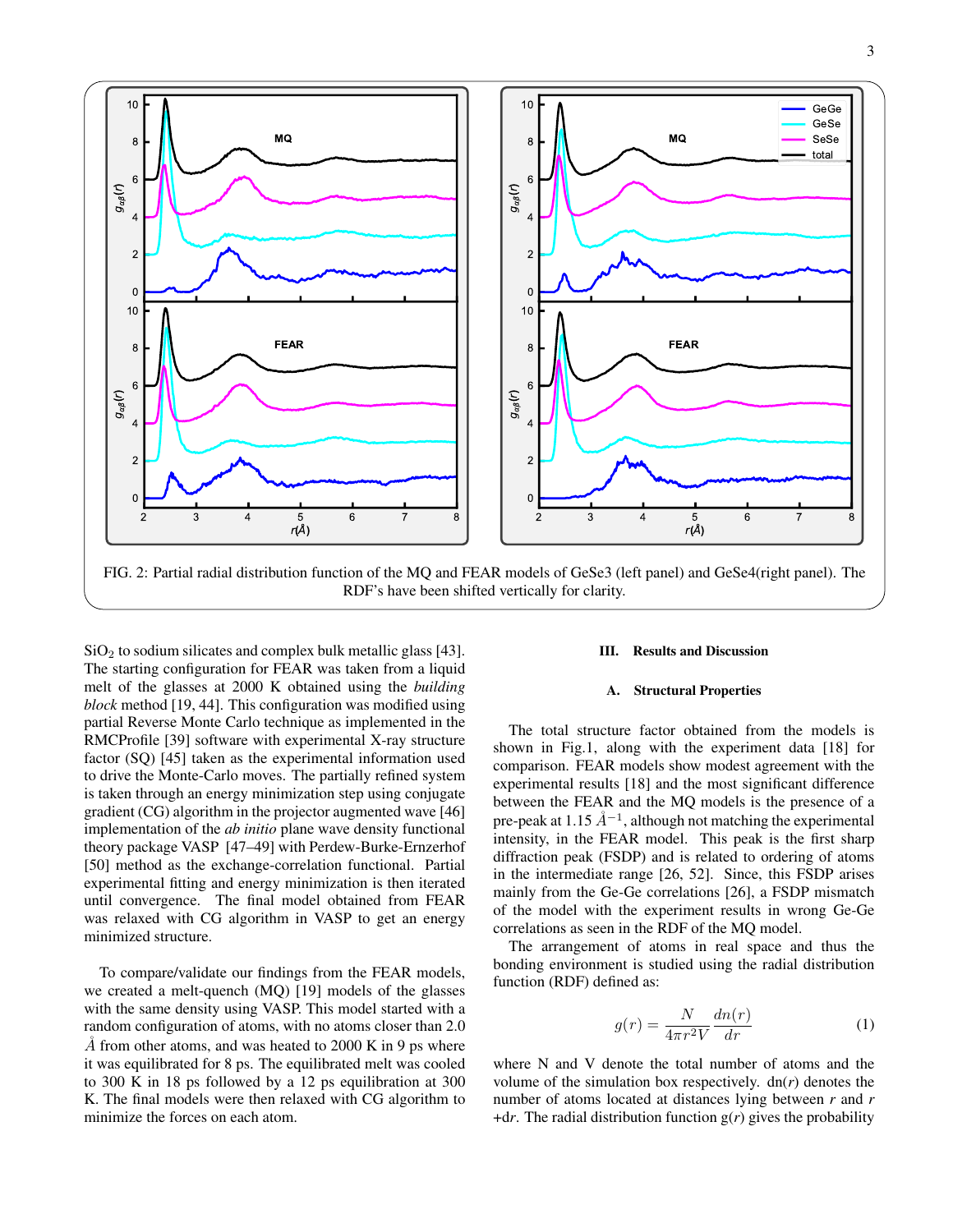FIG. 2: Partial radial distribution function of the MQ and FEAR models of GeSe3 (left panel) and GeSe4(right panel). The RDF's have been shifted vertically for clarity.

$SiO_2$ to sodium silicates and complex bulk metallic glass [43]. The starting configuration for FEAR was taken from a liquid melt of the glasses at 2000 K obtained using the *building block* method [19, 44]. This configuration was modified using partial Reverse Monte Carlo technique as implemented in the RMCProfile [39] software with experimental X-ray structure factor (SQ) [45] taken as the experimental information used to drive the Monte-Carlo moves. The partially refined system is taken through an energy minimization step using conjugate gradient (CG) algorithm in the projector augmented wave [46] implementation of the *ab initio* plane wave density functional theory package VASP [47–49] with Perdew-Burke-Ernzerhof [50] method as the exchange-correlation functional. Partial experimental fitting and energy minimization is then iterated until convergence. The final model obtained from FEAR was relaxed with CG algorithm in VASP to get an energy minimized structure.

To compare/validate our findings from the FEAR models, we created a melt-quench (MQ) [19] models of the glasses with the same density using VASP. This model started with a random configuration of atoms, with no atoms closer than 2.0 $\mathring{A}$ from other atoms, and was heated to 2000 K in 9 ps where it was equilibrated for 8 ps. The equilibrated melt was cooled to 300 K in 18 ps followed by a 12 ps equilibration at 300 K. The final models were then relaxed with CG algorithm to minimize the forces on each atom.

## III. Results and Discussion

### A. Structural Properties

The total structure factor obtained from the models is shown in Fig.1, along with the experiment data [18] for comparison. FEAR models show modest agreement with the experimental results [18] and the most significant difference between the FEAR and the MQ models is the presence of a pre-peak at 1.15 $\mathring{A}^{-1}$, although not matching the experimental intensity, in the FEAR model. This peak is the first sharp diffraction peak (FSDP) and is related to ordering of atoms in the intermediate range [26, 52]. Since, this FSDP arises mainly from the Ge-Ge correlations [26], a FSDP mismatch of the model with the experiment results in wrong Ge-Ge correlations as seen in the RDF of the MQ model.

The arrangement of atoms in real space and thus the bonding environment is studied using the radial distribution function (RDF) defined as:

$$g(r) = \frac{N}{4\pi r^2 V}\frac{dn(r)}{dr} \quad (1)$$

where N and V denote the total number of atoms and the volume of the simulation box respectively. dn($r$) denotes the number of atoms located at distances lying between $r$ and $r$ +d$r$. The radial distribution function g($r$) gives the probability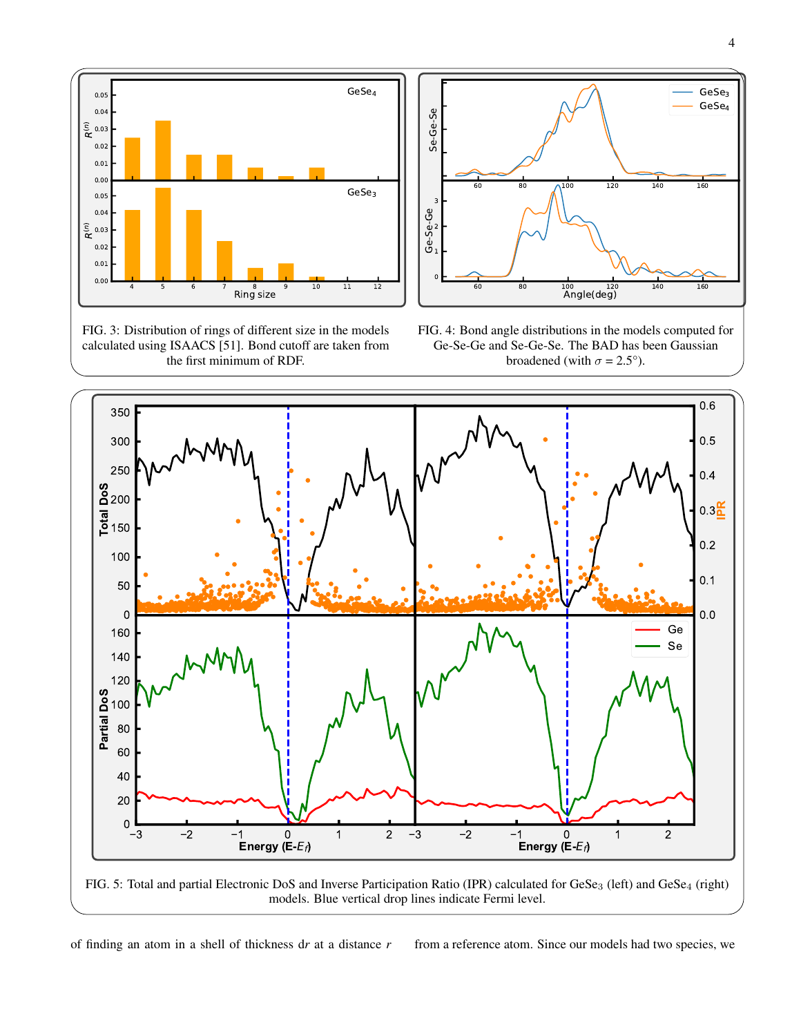FIG. 3: Distribution of rings of different size in the models calculated using ISAACS [51]. Bond cutoff are taken from the first minimum of RDF.

FIG. 4: Bond angle distributions in the models computed for Ge-Se-Ge and Se-Ge-Se. The BAD has been Gaussian broadened (with $\sigma$ = 2.5°).

FIG. 5: Total and partial Electronic DoS and Inverse Participation Ratio (IPR) calculated for $GeSe_3$ (left) and $GeSe_4$ (right) models. Blue vertical drop lines indicate Fermi level.

of finding an atom in a shell of thickness d$r$ at a distance $r$ from a reference atom. Since our models had two species, we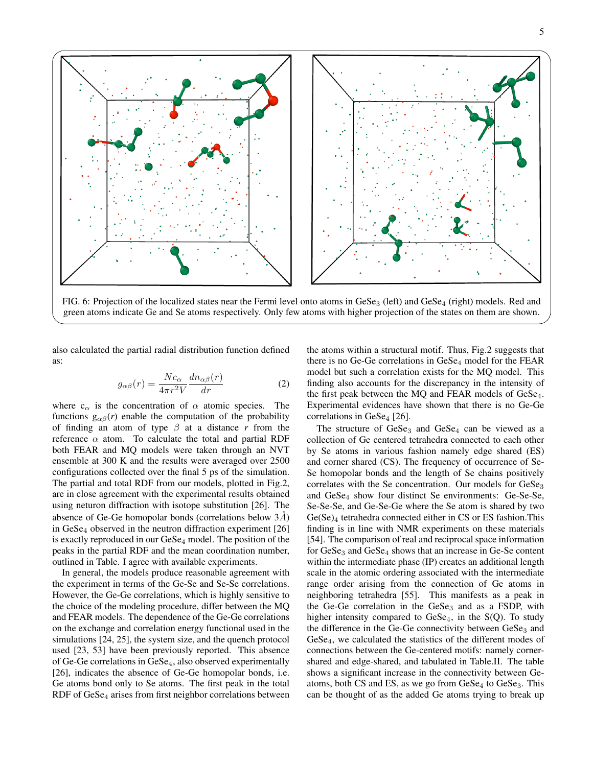FIG. 6: Projection of the localized states near the Fermi level onto atoms in $GeSe_3$ (left) and $GeSe_4$ (right) models. Red and green atoms indicate Ge and Se atoms respectively. Only few atoms with higher projection of the states on them are shown.

also calculated the partial radial distribution function defined as:

$$g_{\alpha\beta}(r) = \frac{Nc_\alpha}{4\pi r^2 V}\frac{dn_{\alpha\beta}(r)}{dr} \tag{2}$$

where $c_\alpha$ is the concentration of $\alpha$ atomic species. The functions $g_{\alpha\beta}(r)$ enable the computation of the probability of finding an atom of type $\beta$ at a distance $r$ from the reference $\alpha$ atom. To calculate the total and partial RDF both FEAR and MQ models were taken through an NVT ensemble at 300 K and the results were averaged over 2500 configurations collected over the final 5 ps of the simulation. The partial and total RDF from our models, plotted in Fig.2, are in close agreement with the experimental results obtained using neturon diffraction with isotope substitution [26]. The absence of Ge-Ge homopolar bonds (correlations below 3$\mathring{A}$) in $GeSe_4$ observed in the neutron diffraction experiment [26] is exactly reproduced in our $GeSe_4$ model. The position of the peaks in the partial RDF and the mean coordination number, outlined in Table. I agree with available experiments.

In general, the models produce reasonable agreement with the experiment in terms of the Ge-Se and Se-Se correlations. However, the Ge-Ge correlations, which is highly sensitive to the choice of the modeling procedure, differ between the MQ and FEAR models. The dependence of the Ge-Ge correlations on the exchange and correlation energy functional used in the simulations [24, 25], the system size, and the quench protocol used [23, 53] have been previously reported. This absence of Ge-Ge correlations in $GeSe_4$, also observed experimentally [26], indicates the absence of Ge-Ge homopolar bonds, i.e. Ge atoms bond only to Se atoms. The first peak in the total RDF of $GeSe_4$ arises from first neighbor correlations between the atoms within a structural motif. Thus, Fig.2 suggests that there is no Ge-Ge correlations in $GeSe_4$ model for the FEAR model but such a correlation exists for the MQ model. This finding also accounts for the discrepancy in the intensity of the first peak between the MQ and FEAR models of $GeSe_4$. Experimental evidences have shown that there is no Ge-Ge correlations in $GeSe_4$ [26].

The structure of $GeSe_3$ and $GeSe_4$ can be viewed as a collection of Ge centered tetrahedra connected to each other by Se atoms in various fashion namely edge shared (ES) and corner shared (CS). The frequency of occurrence of Se-Se homopolar bonds and the length of Se chains positively correlates with the Se concentration. Our models for $GeSe_3$ and $GeSe_4$ show four distinct Se environments: Ge-Se-Se, Se-Se-Se, and Ge-Se-Ge where the Se atom is shared by two $Ge(Se)_4$ tetrahedra connected either in CS or ES fashion.This finding is in line with NMR experiments on these materials [54]. The comparison of real and reciprocal space information for $GeSe_3$ and $GeSe_4$ shows that an increase in Ge-Se content within the intermediate phase (IP) creates an additional length scale in the atomic ordering associated with the intermediate range order arising from the connection of Ge atoms in neighboring tetrahedra [55]. This manifests as a peak in the Ge-Ge correlation in the $GeSe_3$ and as a FSDP, with higher intensity compared to $GeSe_4$, in the S(Q). To study the difference in the Ge-Ge connectivity between $GeSe_3$ and $GeSe_4$, we calculated the statistics of the different modes of connections between the Ge-centered motifs: namely corner-shared and edge-shared, and tabulated in Table.II. The table shows a significant increase in the connectivity between Ge-atoms, both CS and ES, as we go from $GeSe_4$ to $GeSe_3$. This can be thought of as the added Ge atoms trying to break up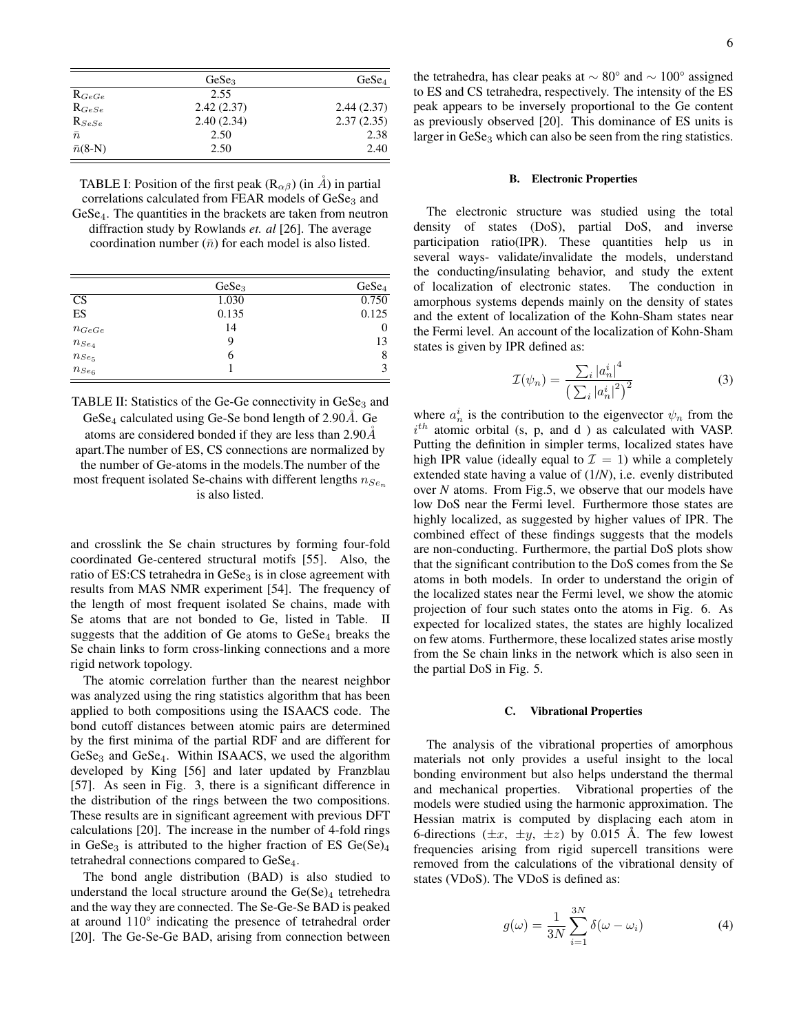| | $GeSe_3$ | $GeSe_4$ |
|---|---|---|
| $R_{GeGe}$ | 2.55 | |
| $R_{GeSe}$ | 2.42 (2.37) | 2.44 (2.37) |
| $R_{SeSe}$ | 2.40 (2.34) | 2.37 (2.35) |
| $\bar{n}$ | 2.50 | 2.38 |
| $\bar{n}$(8-N) | 2.50 | 2.40 |

TABLE I: Position of the first peak ($R_{\alpha\beta}$) (in $\mathring{A}$) in partial correlations calculated from FEAR models of $GeSe_3$ and $GeSe_4$. The quantities in the brackets are taken from neutron diffraction study by Rowlands *et. al* [26]. The average coordination number ($\bar{n}$) for each model is also listed.

| | $GeSe_3$ | $GeSe_4$ |
|---|---|---|
| CS | 1.030 | 0.750 |
| ES | 0.135 | 0.125 |
| $n_{GeGe}$ | 14 | 0 |
| $n_{Se_4}$ | 9 | 13 |
| $n_{Se_5}$ | 6 | 8 |
| $n_{Se_6}$ | 1 | 3 |

TABLE II: Statistics of the Ge-Ge connectivity in $GeSe_3$ and $GeSe_4$ calculated using Ge-Se bond length of 2.90$\mathring{A}$. Ge atoms are considered bonded if they are less than 2.90$\mathring{A}$ apart.The number of ES, CS connections are normalized by the number of Ge-atoms in the models.The number of the most frequent isolated Se-chains with different lengths $n_{Se_n}$ is also listed.

and crosslink the Se chain structures by forming four-fold coordinated Ge-centered structural motifs [55]. Also, the ratio of ES:CS tetrahedra in $GeSe_3$ is in close agreement with results from MAS NMR experiment [54]. The frequency of the length of most frequent isolated Se chains, made with Se atoms that are not bonded to Ge, listed in Table. II suggests that the addition of Ge atoms to $GeSe_4$ breaks the Se chain links to form cross-linking connections and a more rigid network topology.

The atomic correlation further than the nearest neighbor was analyzed using the ring statistics algorithm that has been applied to both compositions using the ISAACS code. The bond cutoff distances between atomic pairs are determined by the first minima of the partial RDF and are different for $GeSe_3$ and $GeSe_4$. Within ISAACS, we used the algorithm developed by King [56] and later updated by Franzblau [57]. As seen in Fig. 3, there is a significant difference in the distribution of the rings between the two compositions. These results are in significant agreement with previous DFT calculations [20]. The increase in the number of 4-fold rings in $GeSe_3$ is attributed to the higher fraction of ES $Ge(Se)_4$ tetrahedral connections compared to $GeSe_4$.

The bond angle distribution (BAD) is also studied to understand the local structure around the $Ge(Se)_4$ tetrehedra and the way they are connected. The Se-Ge-Se BAD is peaked at around 110° indicating the presence of tetrahedral order [20]. The Ge-Se-Ge BAD, arising from connection between the tetrahedra, has clear peaks at $\sim 80^{\circ}$ and $\sim 100^{\circ}$ assigned to ES and CS tetrahedra, respectively. The intensity of the ES peak appears to be inversely proportional to the Ge content as previously observed [20]. This dominance of ES units is larger in $GeSe_3$ which can also be seen from the ring statistics.

### B. Electronic Properties

The electronic structure was studied using the total density of states (DoS), partial DoS, and inverse participation ratio(IPR). These quantities help us in several ways- validate/invalidate the models, understand the conducting/insulating behavior, and study the extent of localization of electronic states. The conduction in amorphous systems depends mainly on the density of states and the extent of localization of the Kohn-Sham states near the Fermi level. An account of the localization of Kohn-Sham states is given by IPR defined as:

$$\mathcal{I}(\psi_n) = \frac{\sum_i |a_n^i|^4}{\left(\sum_i |a_n^i|^2\right)^2} \tag{3}$$

where $a_n^i$ is the contribution to the eigenvector $\psi_n$ from the $i^{th}$ atomic orbital (s, p, and d ) as calculated with VASP. Putting the definition in simpler terms, localized states have high IPR value (ideally equal to $\mathcal{I} = 1$) while a completely extended state having a value of (1/*N*), i.e. evenly distributed over *N* atoms. From Fig.5, we observe that our models have low DoS near the Fermi level. Furthermore those states are highly localized, as suggested by higher values of IPR. The combined effect of these findings suggests that the models are non-conducting. Furthermore, the partial DoS plots show that the significant contribution to the DoS comes from the Se atoms in both models. In order to understand the origin of the localized states near the Fermi level, we show the atomic projection of four such states onto the atoms in Fig. 6. As expected for localized states, the states are highly localized on few atoms. Furthermore, these localized states arise mostly from the Se chain links in the network which is also seen in the partial DoS in Fig. 5.

### C. Vibrational Properties

The analysis of the vibrational properties of amorphous materials not only provides a useful insight to the local bonding environment but also helps understand the thermal and mechanical properties. Vibrational properties of the models were studied using the harmonic approximation. The Hessian matrix is computed by displacing each atom in 6-directions ($\pm x$, $\pm y$, $\pm z$) by 0.015 Å. The few lowest frequencies arising from rigid supercell transitions were removed from the calculations of the vibrational density of states (VDoS). The VDoS is defined as:

$$g(\omega) = \frac{1}{3N}\sum_{i=1}^{3N}\delta(\omega - \omega_i) \tag{4}$$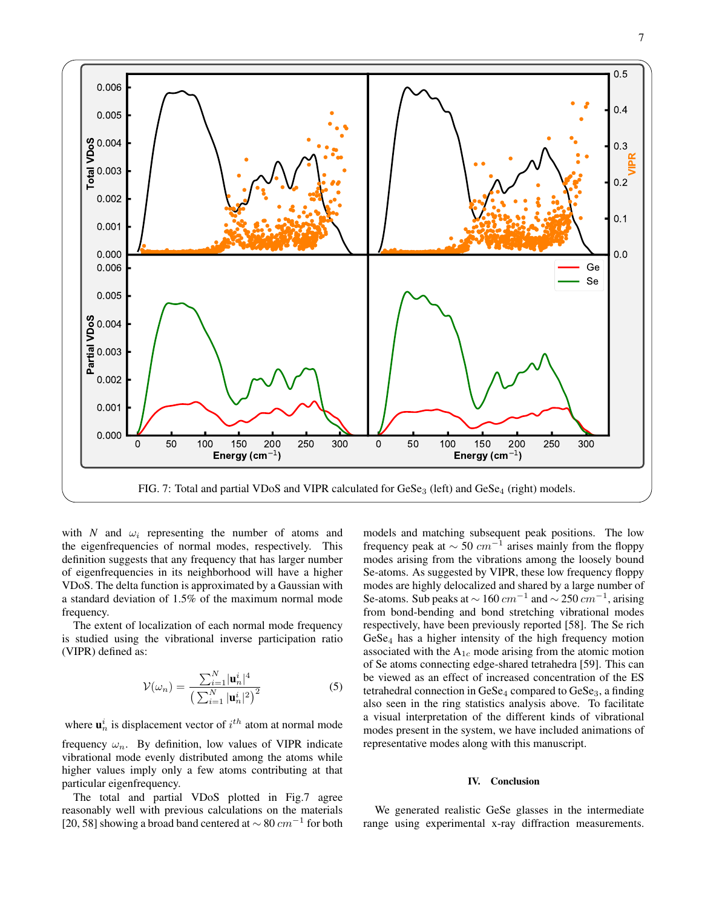FIG. 7: Total and partial VDoS and VIPR calculated for $GeSe_3$ (left) and $GeSe_4$ (right) models.

with $N$ and $\omega_i$ representing the number of atoms and the eigenfrequencies of normal modes, respectively. This definition suggests that any frequency that has larger number of eigenfrequencies in its neighborhood will have a higher VDoS. The delta function is approximated by a Gaussian with a standard deviation of 1.5% of the maximum normal mode frequency.

The extent of localization of each normal mode frequency is studied using the vibrational inverse participation ratio (VIPR) defined as:

$$\mathcal{V}(\omega_n) = \frac{\sum_{i=1}^{N} |\mathbf{u}_n^i|^4}{\left(\sum_{i=1}^{N} |\mathbf{u}_n^i|^2\right)^2} \tag{5}$$

where $\mathbf{u}_n^i$ is displacement vector of $i^{th}$ atom at normal mode frequency $\omega_n$. By definition, low values of VIPR indicate vibrational mode evenly distributed among the atoms while higher values imply only a few atoms contributing at that particular eigenfrequency.

The total and partial VDoS plotted in Fig.7 agree reasonably well with previous calculations on the materials [20, 58] showing a broad band centered at $\sim 80\ cm^{-1}$ for both models and matching subsequent peak positions. The low frequency peak at $\sim 50\ cm^{-1}$ arises mainly from the floppy modes arising from the vibrations among the loosely bound Se-atoms. As suggested by VIPR, these low frequency floppy modes are highly delocalized and shared by a large number of Se-atoms. Sub peaks at $\sim 160\ cm^{-1}$ and $\sim 250\ cm^{-1}$, arising from bond-bending and bond stretching vibrational modes respectively, have been previously reported [58]. The Se rich $GeSe_4$ has a higher intensity of the high frequency motion associated with the $A_{1c}$ mode arising from the atomic motion of Se atoms connecting edge-shared tetrahedra [59]. This can be viewed as an effect of increased concentration of the ES tetrahedral connection in $GeSe_4$ compared to $GeSe_3$, a finding also seen in the ring statistics analysis above. To facilitate a visual interpretation of the different kinds of vibrational modes present in the system, we have included animations of representative modes along with this manuscript.

## IV. Conclusion

We generated realistic GeSe glasses in the intermediate range using experimental x-ray diffraction measurements.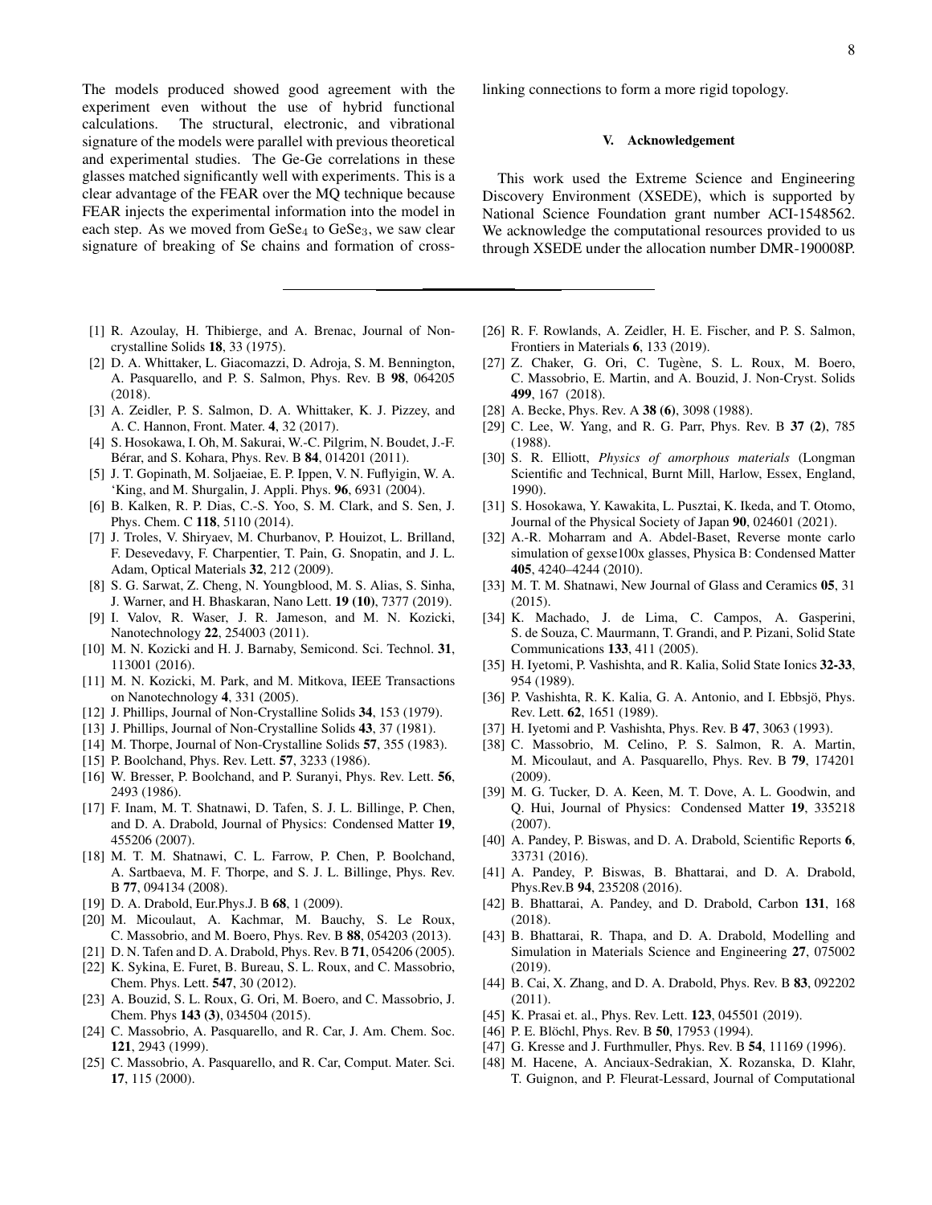The models produced showed good agreement with the experiment even without the use of hybrid functional calculations. The structural, electronic, and vibrational signature of the models were parallel with previous theoretical and experimental studies. The Ge-Ge correlations in these glasses matched significantly well with experiments. This is a clear advantage of the FEAR over the MQ technique because FEAR injects the experimental information into the model in each step. As we moved from $GeSe_4$ to $GeSe_3$, we saw clear signature of breaking of Se chains and formation of cross-linking connections to form a more rigid topology.

## V. Acknowledgement

This work used the Extreme Science and Engineering Discovery Environment (XSEDE), which is supported by National Science Foundation grant number ACI-1548562. We acknowledge the computational resources provided to us through XSEDE under the allocation number DMR-190008P.

---

[1] R. Azoulay, H. Thibierge, and A. Brenac, Journal of Non-crystalline Solids **18**, 33 (1975).

[2] D. A. Whittaker, L. Giacomazzi, D. Adroja, S. M. Bennington, A. Pasquarello, and P. S. Salmon, Phys. Rev. B **98**, 064205 (2018).

[3] A. Zeidler, P. S. Salmon, D. A. Whittaker, K. J. Pizzey, and A. C. Hannon, Front. Mater. **4**, 32 (2017).

[4] S. Hosokawa, I. Oh, M. Sakurai, W.-C. Pilgrim, N. Boudet, J.-F. Bérar, and S. Kohara, Phys. Rev. B **84**, 014201 (2011).

[5] J. T. Gopinath, M. Soljaeiae, E. P. Ippen, V. N. Fuflyigin, W. A. 'King, and M. Shurgalin, J. Appli. Phys. **96**, 6931 (2004).

[6] B. Kalken, R. P. Dias, C.-S. Yoo, S. M. Clark, and S. Sen, J. Phys. Chem. C **118**, 5110 (2014).

[7] J. Troles, V. Shiryaev, M. Churbanov, P. Houizot, L. Brilland, F. Desevedavy, F. Charpentier, T. Pain, G. Snopatin, and J. L. Adam, Optical Materials **32**, 212 (2009).

[8] S. G. Sarwat, Z. Cheng, N. Youngblood, M. S. Alias, S. Sinha, J. Warner, and H. Bhaskaran, Nano Lett. **19 (10)**, 7377 (2019).

[9] I. Valov, R. Waser, J. R. Jameson, and M. N. Kozicki, Nanotechnology **22**, 254003 (2011).

[10] M. N. Kozicki and H. J. Barnaby, Semicond. Sci. Technol. **31**, 113001 (2016).

[11] M. N. Kozicki, M. Park, and M. Mitkova, IEEE Transactions on Nanotechnology **4**, 331 (2005).

[12] J. Phillips, Journal of Non-Crystalline Solids **34**, 153 (1979).

[13] J. Phillips, Journal of Non-Crystalline Solids **43**, 37 (1981).

[14] M. Thorpe, Journal of Non-Crystalline Solids **57**, 355 (1983).

[15] P. Boolchand, Phys. Rev. Lett. **57**, 3233 (1986).

[16] W. Bresser, P. Boolchand, and P. Suranyi, Phys. Rev. Lett. **56**, 2493 (1986).

[17] F. Inam, M. T. Shatnawi, D. Tafen, S. J. L. Billinge, P. Chen, and D. A. Drabold, Journal of Physics: Condensed Matter **19**, 455206 (2007).

[18] M. T. M. Shatnawi, C. L. Farrow, P. Chen, P. Boolchand, A. Sartbaeva, M. F. Thorpe, and S. J. L. Billinge, Phys. Rev. B **77**, 094134 (2008).

[19] D. A. Drabold, Eur.Phys.J. B **68**, 1 (2009).

[20] M. Micoulaut, A. Kachmar, M. Bauchy, S. Le Roux, C. Massobrio, and M. Boero, Phys. Rev. B **88**, 054203 (2013).

[21] D. N. Tafen and D. A. Drabold, Phys. Rev. B **71**, 054206 (2005).

[22] K. Sykina, E. Furet, B. Bureau, S. L. Roux, and C. Massobrio, Chem. Phys. Lett. **547**, 30 (2012).

[23] A. Bouzid, S. L. Roux, G. Ori, M. Boero, and C. Massobrio, J. Chem. Phys **143 (3)**, 034504 (2015).

[24] C. Massobrio, A. Pasquarello, and R. Car, J. Am. Chem. Soc. **121**, 2943 (1999).

[25] C. Massobrio, A. Pasquarello, and R. Car, Comput. Mater. Sci. **17**, 115 (2000).

[26] R. F. Rowlands, A. Zeidler, H. E. Fischer, and P. S. Salmon, Frontiers in Materials **6**, 133 (2019).

[27] Z. Chaker, G. Ori, C. Tugène, S. L. Roux, M. Boero, C. Massobrio, E. Martin, and A. Bouzid, J. Non-Cryst. Solids **499**, 167 (2018).

[28] A. Becke, Phys. Rev. A **38 (6)**, 3098 (1988).

[29] C. Lee, W. Yang, and R. G. Parr, Phys. Rev. B **37 (2)**, 785 (1988).

[30] S. R. Elliott, *Physics of amorphous materials* (Longman Scientific and Technical, Burnt Mill, Harlow, Essex, England, 1990).

[31] S. Hosokawa, Y. Kawakita, L. Pusztai, K. Ikeda, and T. Otomo, Journal of the Physical Society of Japan **90**, 024601 (2021).

[32] A.-R. Moharram and A. Abdel-Baset, Reverse monte carlo simulation of gexse100x glasses, Physica B: Condensed Matter **405**, 4240–4244 (2010).

[33] M. T. M. Shatnawi, New Journal of Glass and Ceramics **05**, 31 (2015).

[34] K. Machado, J. de Lima, C. Campos, A. Gasperini, S. de Souza, C. Maurmann, T. Grandi, and P. Pizani, Solid State Communications **133**, 411 (2005).

[35] H. Iyetomi, P. Vashishta, and R. Kalia, Solid State Ionics **32-33**, 954 (1989).

[36] P. Vashishta, R. K. Kalia, G. A. Antonio, and I. Ebbsjö, Phys. Rev. Lett. **62**, 1651 (1989).

[37] H. Iyetomi and P. Vashishta, Phys. Rev. B **47**, 3063 (1993).

[38] C. Massobrio, M. Celino, P. S. Salmon, R. A. Martin, M. Micoulaut, and A. Pasquarello, Phys. Rev. B **79**, 174201 (2009).

[39] M. G. Tucker, D. A. Keen, M. T. Dove, A. L. Goodwin, and Q. Hui, Journal of Physics: Condensed Matter **19**, 335218 (2007).

[40] A. Pandey, P. Biswas, and D. A. Drabold, Scientific Reports **6**, 33731 (2016).

[41] A. Pandey, P. Biswas, B. Bhattarai, and D. A. Drabold, Phys.Rev.B **94**, 235208 (2016).

[42] B. Bhattarai, A. Pandey, and D. Drabold, Carbon **131**, 168 (2018).

[43] B. Bhattarai, R. Thapa, and D. A. Drabold, Modelling and Simulation in Materials Science and Engineering **27**, 075002 (2019).

[44] B. Cai, X. Zhang, and D. A. Drabold, Phys. Rev. B **83**, 092202 (2011).

[45] K. Prasai et. al., Phys. Rev. Lett. **123**, 045501 (2019).

[46] P. E. Blöchl, Phys. Rev. B **50**, 17953 (1994).

[47] G. Kresse and J. Furthmuller, Phys. Rev. B **54**, 11169 (1996).

[48] M. Hacene, A. Anciaux-Sedrakian, X. Rozanska, D. Klahr, T. Guignon, and P. Fleurat-Lessard, Journal of Computational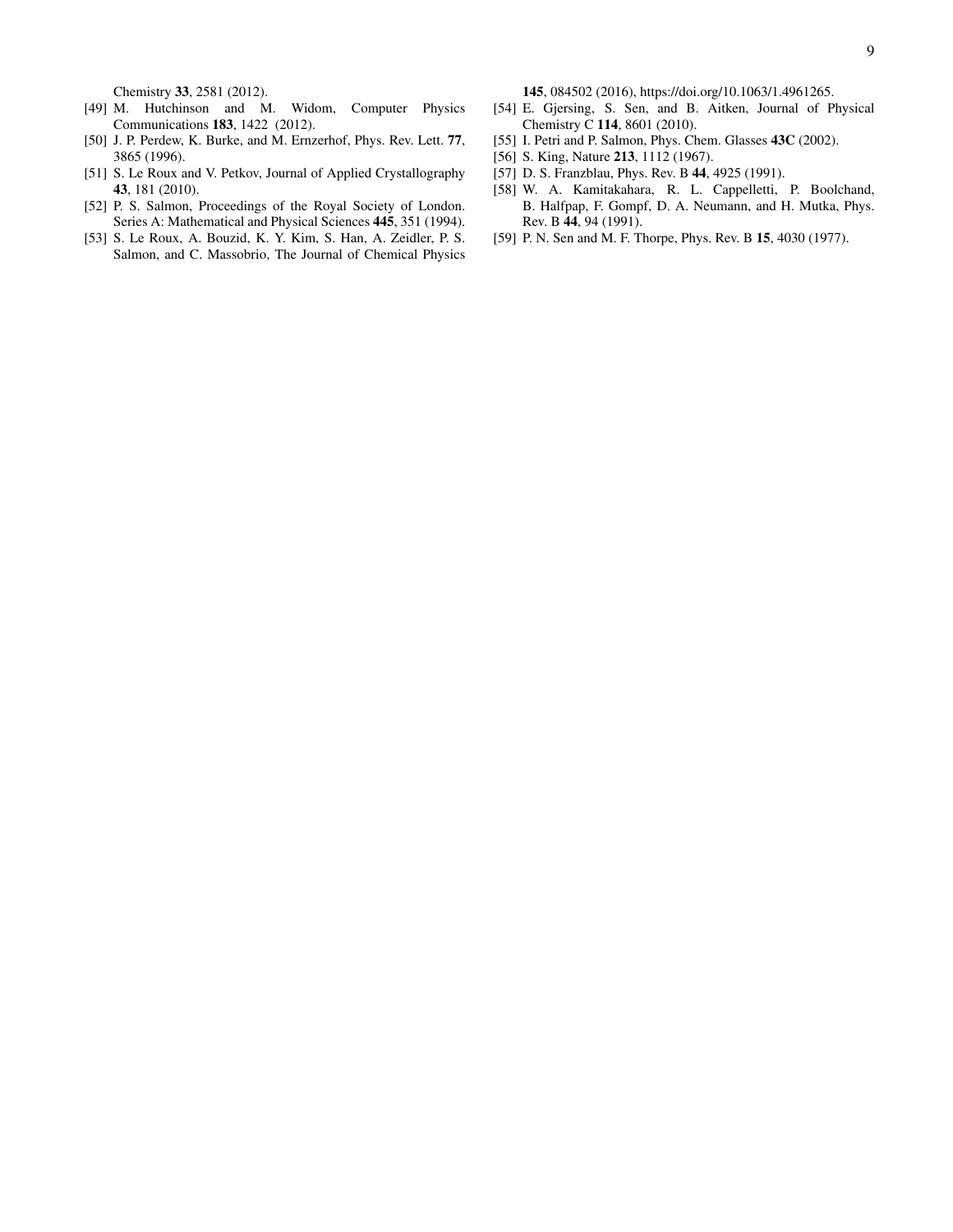Chemistry **33**, 2581 (2012).

[49] M. Hutchinson and M. Widom, Computer Physics Communications **183**, 1422 (2012).

[50] J. P. Perdew, K. Burke, and M. Ernzerhof, Phys. Rev. Lett. **77**, 3865 (1996).

[51] S. Le Roux and V. Petkov, Journal of Applied Crystallography **43**, 181 (2010).

[52] P. S. Salmon, Proceedings of the Royal Society of London. Series A: Mathematical and Physical Sciences **445**, 351 (1994).

[53] S. Le Roux, A. Bouzid, K. Y. Kim, S. Han, A. Zeidler, P. S. Salmon, and C. Massobrio, The Journal of Chemical Physics **145**, 084502 (2016), https://doi.org/10.1063/1.4961265.

[54] E. Gjersing, S. Sen, and B. Aitken, Journal of Physical Chemistry C **114**, 8601 (2010).

[55] I. Petri and P. Salmon, Phys. Chem. Glasses **43C** (2002).

[56] S. King, Nature **213**, 1112 (1967).

[57] D. S. Franzblau, Phys. Rev. B **44**, 4925 (1991).

[58] W. A. Kamitakahara, R. L. Cappelletti, P. Boolchand, B. Halfpap, F. Gompf, D. A. Neumann, and H. Mutka, Phys. Rev. B **44**, 94 (1991).

[59] P. N. Sen and M. F. Thorpe, Phys. Rev. B **15**, 4030 (1977).